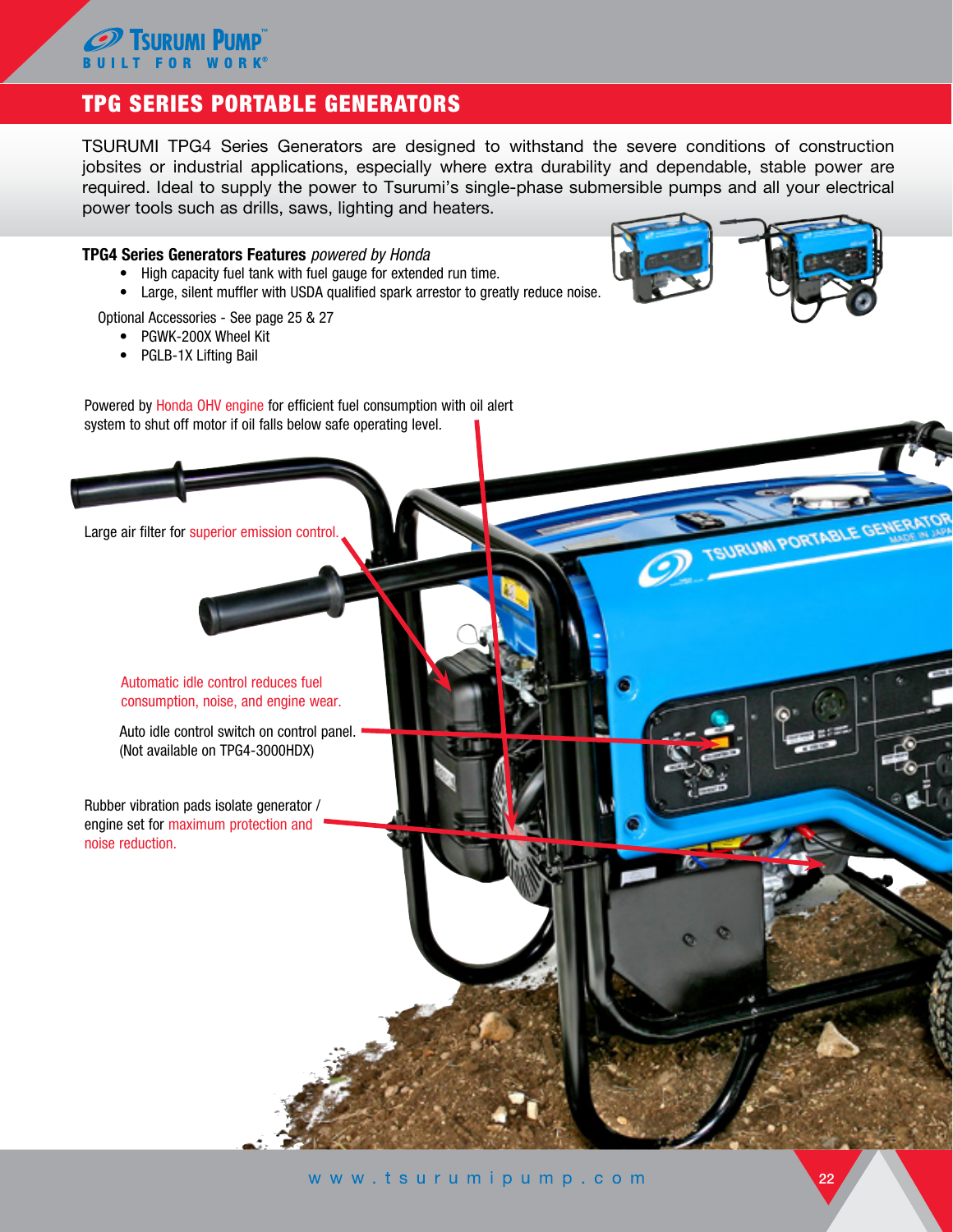# TPG SERIES PORTABLE GENERATORS

TSURUMI TPG4 Series Generators are designed to withstand the severe conditions of construction jobsites or industrial applications, especially where extra durability and dependable, stable power are required. Ideal to supply the power to Tsurumi's single-phase submersible pumps and all your electrical power tools such as drills, saws, lighting and heaters.

**TPG4 Series Generators Features** *powered by Honda*

- High capacity fuel tank with fuel gauge for extended run time.
- Large, silent muffler with USDA qualified spark arrestor to greatly reduce noise.

Optional Accessories - See page 25 & 27

- PGWK-200X Wheel Kit
- PGLB-1X Lifting Bail

Powered by Honda OHV engine for efficient fuel consumption with oil alert system to shut off motor if oil falls below safe operating level.

Large air filter for superior emission control.

Automatic idle control reduces fuel consumption, noise, and engine wear.

Auto idle control switch on control panel. (Not available on TPG4-3000HDX)

Rubber vibration pads isolate generator / engine set for maximum protection and noise reduction.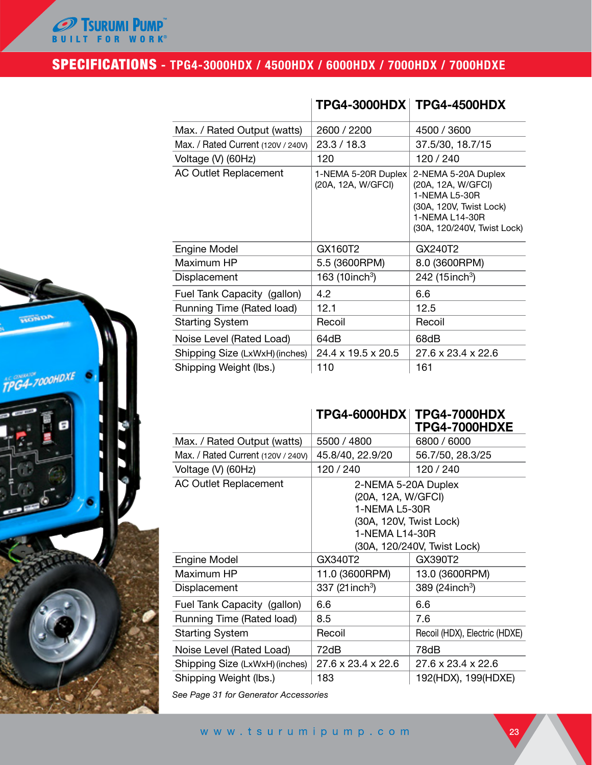## SPECIFICATIONS - TPG4-3000HDX / 4500HDX / 6000HDX / 7000HDX / 7000HDXE

| | TPG4-3000HDX | TPG4-4500HDX |
|---|---|---|
| Max. / Rated Output (watts) | 2600 / 2200 | 4500 / 3600 |
| Max. / Rated Current (120V / 240V) | 23.3 / 18.3 | 37.5/30, 18.7/15 |
| Voltage (V) (60Hz) | 120 | 120 / 240 |
| AC Outlet Replacement | 1-NEMA 5-20R Duplex (20A, 12A, W/GFCI) | 2-NEMA 5-20A Duplex (20A, 12A, W/GFCI) 1-NEMA L5-30R (30A, 120V, Twist Lock) 1-NEMA L14-30R (30A, 120/240V, Twist Lock) |
| Engine Model | GX160T2 | GX240T2 |
| Maximum HP | 5.5 (3600RPM) | 8.0 (3600RPM) |
| Displacement | 163 (10inch$^3$) | 242 (15inch$^3$) |
| Fuel Tank Capacity (gallon) | 4.2 | 6.6 |
| Running Time (Rated load) | 12.1 | 12.5 |
| Starting System | Recoil | Recoil |
| Noise Level (Rated Load) | 64dB | 68dB |
| Shipping Size (LxWxH) (inches) | 24.4 x 19.5 x 20.5 | 27.6 x 23.4 x 22.6 |
| Shipping Weight (lbs.) | 110 | 161 |

| | TPG4-6000HDX | TPG4-7000HDX TPG4-7000HDXE |
|---|---|---|
| Max. / Rated Output (watts) | 5500 / 4800 | 6800 / 6000 |
| Max. / Rated Current (120V / 240V) | 45.8/40, 22.9/20 | 56.7/50, 28.3/25 |
| Voltage (V) (60Hz) | 120 / 240 | 120 / 240 |
| AC Outlet Replacement | 2-NEMA 5-20A Duplex (20A, 12A, W/GFCI) 1-NEMA L5-30R (30A, 120V, Twist Lock) 1-NEMA L14-30R (30A, 120/240V, Twist Lock) | |
| Engine Model | GX340T2 | GX390T2 |
| Maximum HP | 11.0 (3600RPM) | 13.0 (3600RPM) |
| Displacement | 337 (21inch$^3$) | 389 (24inch$^3$) |
| Fuel Tank Capacity (gallon) | 6.6 | 6.6 |
| Running Time (Rated load) | 8.5 | 7.6 |
| Starting System | Recoil | Recoil (HDX), Electric (HDXE) |
| Noise Level (Rated Load) | 72dB | 78dB |
| Shipping Size (LxWxH) (inches) | 27.6 x 23.4 x 22.6 | 27.6 x 23.4 x 22.6 |
| Shipping Weight (lbs.) | 183 | 192(HDX), 199(HDXE) |

*See Page 31 for Generator Accessories*